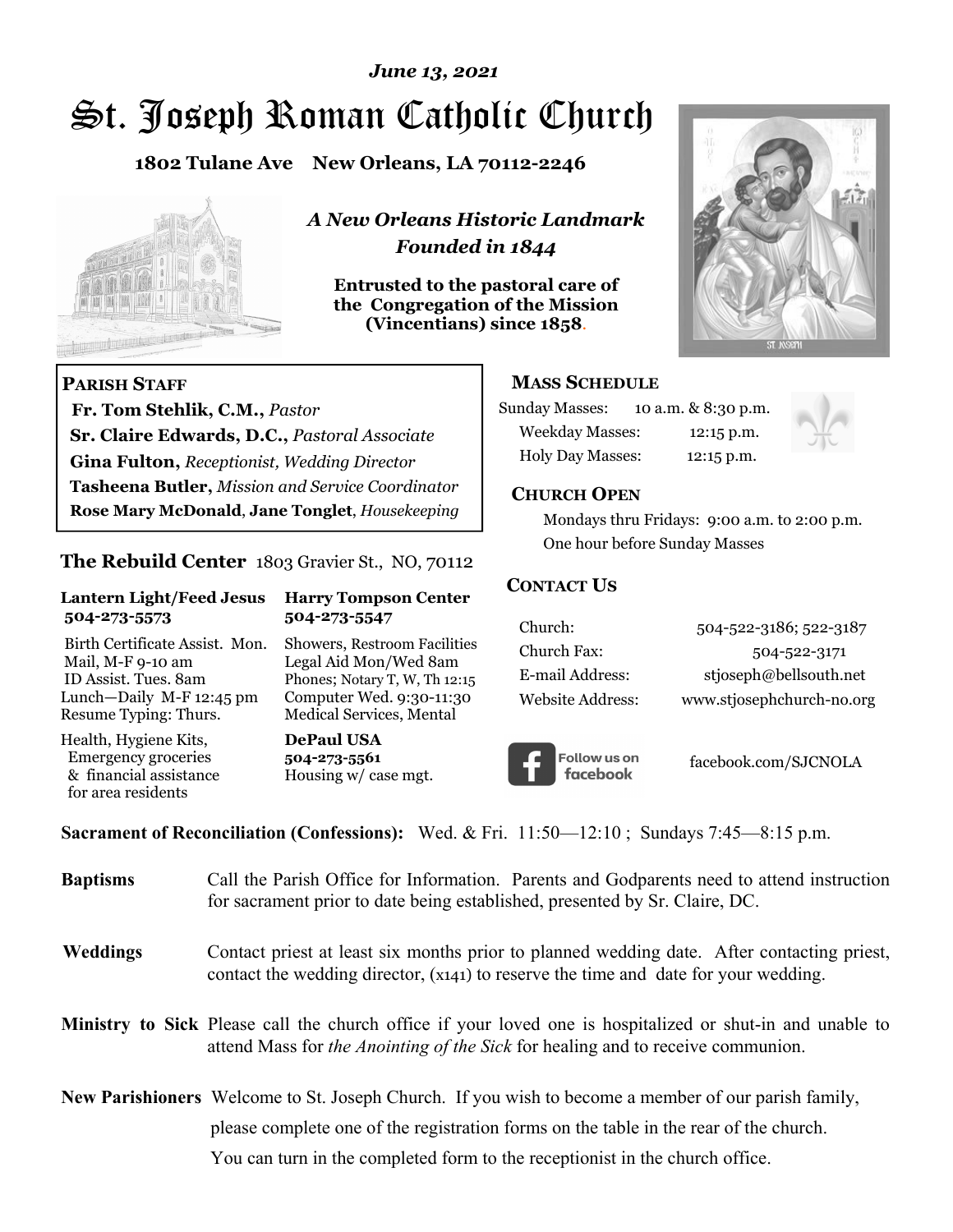*June 13, 2021*

# St. Joseph Roman Catholic Church

**1802 Tulane Ave New Orleans, LA 70112-2246**

***A New Orleans Historic Landmark***
***Founded in 1844***

**Entrusted to the pastoral care of the Congregation of the Mission (Vincentians) since 1858.**

## PARISH STAFF

**Fr. Tom Stehlik, C.M.,** *Pastor*
**Sr. Claire Edwards, D.C.,** *Pastoral Associate*
**Gina Fulton,** *Receptionist, Wedding Director*
**Tasheena Butler,** *Mission and Service Coordinator*
**Rose Mary McDonald**, **Jane Tonglet**, *Housekeeping*

## The Rebuild Center 1803 Gravier St., NO, 70112

**Lantern Light/Feed Jesus 504-273-5573**

Birth Certificate Assist. Mon.
Mail, M-F 9-10 am
ID Assist. Tues. 8am
Lunch—Daily M-F 12:45 pm
Resume Typing: Thurs.

Health, Hygiene Kits, Emergency groceries & financial assistance for area residents

**Harry Tompson Center 504-273-5547**

Showers, Restroom Facilities
Legal Aid Mon/Wed 8am
Phones; Notary T, W, Th 12:15
Computer Wed. 9:30-11:30
Medical Services, Mental

**DePaul USA 504-273-5561**
Housing w/ case mgt.

## MASS SCHEDULE

| | |
|---|---|
| Sunday Masses: | 10 a.m. & 8:30 p.m. |
| Weekday Masses: | 12:15 p.m. |
| Holy Day Masses: | 12:15 p.m. |

## CHURCH OPEN

Mondays thru Fridays: 9:00 a.m. to 2:00 p.m.
One hour before Sunday Masses

## CONTACT US

| | |
|---|---|
| Church: | 504-522-3186; 522-3187 |
| Church Fax: | 504-522-3171 |
| E-mail Address: | stjoseph@bellsouth.net |
| Website Address: | www.stjosephchurch-no.org |

Follow us on facebook — facebook.com/SJCNOLA

**Sacrament of Reconciliation (Confessions):** Wed. & Fri. 11:50—12:10 ; Sundays 7:45—8:15 p.m.

**Baptisms** Call the Parish Office for Information. Parents and Godparents need to attend instruction for sacrament prior to date being established, presented by Sr. Claire, DC.

**Weddings** Contact priest at least six months prior to planned wedding date. After contacting priest, contact the wedding director, (x141) to reserve the time and date for your wedding.

**Ministry to Sick** Please call the church office if your loved one is hospitalized or shut-in and unable to attend Mass for *the Anointing of the Sick* for healing and to receive communion.

**New Parishioners** Welcome to St. Joseph Church. If you wish to become a member of our parish family, please complete one of the registration forms on the table in the rear of the church. You can turn in the completed form to the receptionist in the church office.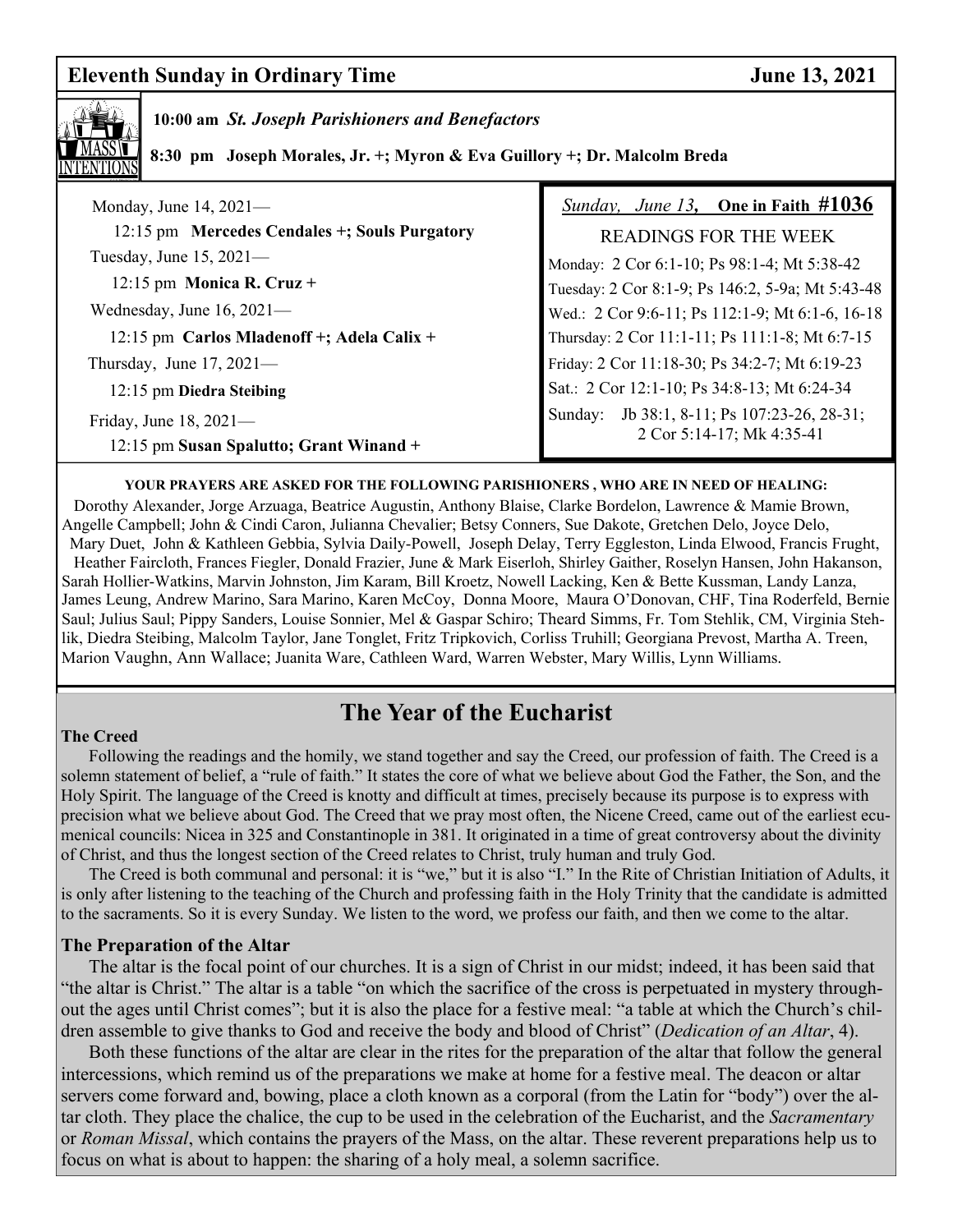## Eleventh Sunday in Ordinary Time — June 13, 2021

**MASS INTENTIONS**

**10:00 am** ***St. Joseph Parishioners and Benefactors***

**8:30 pm Joseph Morales, Jr. +; Myron & Eva Guillory +; Dr. Malcolm Breda**

Monday, June 14, 2021—

12:15 pm **Mercedes Cendales +; Souls Purgatory**

Tuesday, June 15, 2021—

12:15 pm **Monica R. Cruz +**

Wednesday, June 16, 2021—

12:15 pm **Carlos Mladenoff +; Adela Calix +**

Thursday, June 17, 2021—

12:15 pm **Diedra Steibing**

Friday, June 18, 2021—

12:15 pm **Susan Spalutto; Grant Winand +**

*Sunday, June 13,* **One in Faith #1036**

READINGS FOR THE WEEK

Monday: 2 Cor 6:1-10; Ps 98:1-4; Mt 5:38-42
Tuesday: 2 Cor 8:1-9; Ps 146:2, 5-9a; Mt 5:43-48
Wed.: 2 Cor 9:6-11; Ps 112:1-9; Mt 6:1-6, 16-18
Thursday: 2 Cor 11:1-11; Ps 111:1-8; Mt 6:7-15
Friday: 2 Cor 11:18-30; Ps 34:2-7; Mt 6:19-23
Sat.: 2 Cor 12:1-10; Ps 34:8-13; Mt 6:24-34
Sunday: Jb 38:1, 8-11; Ps 107:23-26, 28-31; 2 Cor 5:14-17; Mk 4:35-41

**YOUR PRAYERS ARE ASKED FOR THE FOLLOWING PARISHIONERS , WHO ARE IN NEED OF HEALING:**

Dorothy Alexander, Jorge Arzuaga, Beatrice Augustin, Anthony Blaise, Clarke Bordelon, Lawrence & Mamie Brown, Angelle Campbell; John & Cindi Caron, Julianna Chevalier; Betsy Conners, Sue Dakote, Gretchen Delo, Joyce Delo, Mary Duet, John & Kathleen Gebbia, Sylvia Daily-Powell, Joseph Delay, Terry Eggleston, Linda Elwood, Francis Frught, Heather Faircloth, Frances Fiegler, Donald Frazier, June & Mark Eiserloh, Shirley Gaither, Roselyn Hansen, John Hakanson, Sarah Hollier-Watkins, Marvin Johnston, Jim Karam, Bill Kroetz, Nowell Lacking, Ken & Bette Kussman, Landy Lanza, James Leung, Andrew Marino, Sara Marino, Karen McCoy, Donna Moore, Maura O'Donovan, CHF, Tina Roderfeld, Bernie Saul; Julius Saul; Pippy Sanders, Louise Sonnier, Mel & Gaspar Schiro; Theard Simms, Fr. Tom Stehlik, CM, Virginia Stehlik, Diedra Steibing, Malcolm Taylor, Jane Tonglet, Fritz Tripkovich, Corliss Truhill; Georgiana Prevost, Martha A. Treen, Marion Vaughn, Ann Wallace; Juanita Ware, Cathleen Ward, Warren Webster, Mary Willis, Lynn Williams.

## The Year of the Eucharist

### The Creed

Following the readings and the homily, we stand together and say the Creed, our profession of faith. The Creed is a solemn statement of belief, a "rule of faith." It states the core of what we believe about God the Father, the Son, and the Holy Spirit. The language of the Creed is knotty and difficult at times, precisely because its purpose is to express with precision what we believe about God. The Creed that we pray most often, the Nicene Creed, came out of the earliest ecumenical councils: Nicea in 325 and Constantinople in 381. It originated in a time of great controversy about the divinity of Christ, and thus the longest section of the Creed relates to Christ, truly human and truly God.

The Creed is both communal and personal: it is "we," but it is also "I." In the Rite of Christian Initiation of Adults, it is only after listening to the teaching of the Church and professing faith in the Holy Trinity that the candidate is admitted to the sacraments. So it is every Sunday. We listen to the word, we profess our faith, and then we come to the altar.

### The Preparation of the Altar

The altar is the focal point of our churches. It is a sign of Christ in our midst; indeed, it has been said that "the altar is Christ." The altar is a table "on which the sacrifice of the cross is perpetuated in mystery throughout the ages until Christ comes"; but it is also the place for a festive meal: "a table at which the Church's children assemble to give thanks to God and receive the body and blood of Christ" (*Dedication of an Altar*, 4).

Both these functions of the altar are clear in the rites for the preparation of the altar that follow the general intercessions, which remind us of the preparations we make at home for a festive meal. The deacon or altar servers come forward and, bowing, place a cloth known as a corporal (from the Latin for "body") over the altar cloth. They place the chalice, the cup to be used in the celebration of the Eucharist, and the *Sacramentary* or *Roman Missal*, which contains the prayers of the Mass, on the altar. These reverent preparations help us to focus on what is about to happen: the sharing of a holy meal, a solemn sacrifice.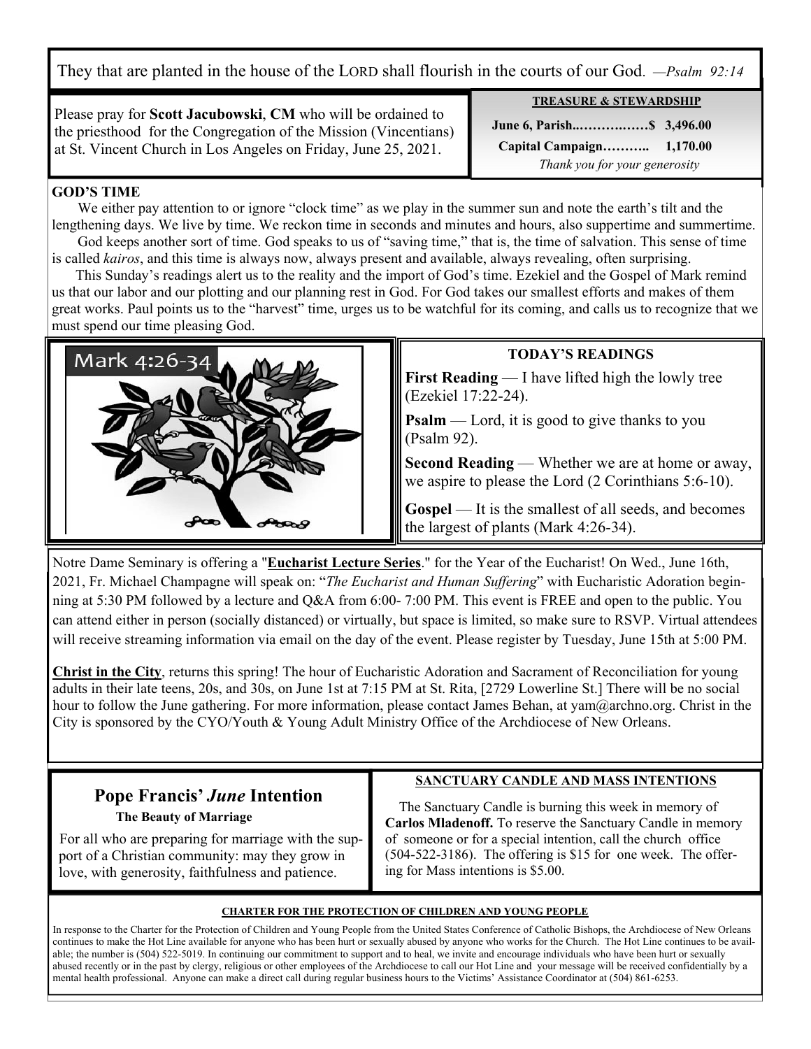They that are planted in the house of the LORD shall flourish in the courts of our God. *—Psalm 92:14*

Please pray for **Scott Jacubowski**, **CM** who will be ordained to the priesthood for the Congregation of the Mission (Vincentians) at St. Vincent Church in Los Angeles on Friday, June 25, 2021.

**TREASURE & STEWARDSHIP**

**June 6, Parish...………..……$ 3,496.00**

**Capital Campaign……….. 1,170.00**

*Thank you for your generosity*

**GOD'S TIME**

We either pay attention to or ignore "clock time" as we play in the summer sun and note the earth's tilt and the lengthening days. We live by time. We reckon time in seconds and minutes and hours, also suppertime and summertime.

God keeps another sort of time. God speaks to us of "saving time," that is, the time of salvation. This sense of time is called *kairos*, and this time is always now, always present and available, always revealing, often surprising.

This Sunday's readings alert us to the reality and the import of God's time. Ezekiel and the Gospel of Mark remind us that our labor and our plotting and our planning rest in God. For God takes our smallest efforts and makes of them great works. Paul points us to the "harvest" time, urges us to be watchful for its coming, and calls us to recognize that we must spend our time pleasing God.

Mark 4:26-34

**TODAY'S READINGS**

**First Reading** — I have lifted high the lowly tree (Ezekiel 17:22-24).

**Psalm** — Lord, it is good to give thanks to you (Psalm 92).

**Second Reading** — Whether we are at home or away, we aspire to please the Lord (2 Corinthians 5:6-10).

**Gospel** — It is the smallest of all seeds, and becomes the largest of plants (Mark 4:26-34).

Notre Dame Seminary is offering a "**Eucharist Lecture Series**." for the Year of the Eucharist! On Wed., June 16th, 2021, Fr. Michael Champagne will speak on: "*The Eucharist and Human Suffering*" with Eucharistic Adoration beginning at 5:30 PM followed by a lecture and Q&A from 6:00- 7:00 PM. This event is FREE and open to the public. You can attend either in person (socially distanced) or virtually, but space is limited, so make sure to RSVP. Virtual attendees will receive streaming information via email on the day of the event. Please register by Tuesday, June 15th at 5:00 PM.

**Christ in the City**, returns this spring! The hour of Eucharistic Adoration and Sacrament of Reconciliation for young adults in their late teens, 20s, and 30s, on June 1st at 7:15 PM at St. Rita, [2729 Lowerline St.] There will be no social hour to follow the June gathering. For more information, please contact James Behan, at yam@archno.org. Christ in the City is sponsored by the CYO/Youth & Young Adult Ministry Office of the Archdiocese of New Orleans.

## Pope Francis' *June* Intention

**The Beauty of Marriage**

For all who are preparing for marriage with the support of a Christian community: may they grow in love, with generosity, faithfulness and patience.

**SANCTUARY CANDLE AND MASS INTENTIONS**

The Sanctuary Candle is burning this week in memory of **Carlos Mladenoff.** To reserve the Sanctuary Candle in memory of someone or for a special intention, call the church office (504-522-3186). The offering is $15 for one week. The offering for Mass intentions is $5.00.

**CHARTER FOR THE PROTECTION OF CHILDREN AND YOUNG PEOPLE**

In response to the Charter for the Protection of Children and Young People from the United States Conference of Catholic Bishops, the Archdiocese of New Orleans continues to make the Hot Line available for anyone who has been hurt or sexually abused by anyone who works for the Church. The Hot Line continues to be available; the number is (504) 522-5019. In continuing our commitment to support and to heal, we invite and encourage individuals who have been hurt or sexually abused recently or in the past by clergy, religious or other employees of the Archdiocese to call our Hot Line and your message will be received confidentially by a mental health professional. Anyone can make a direct call during regular business hours to the Victims' Assistance Coordinator at (504) 861-6253.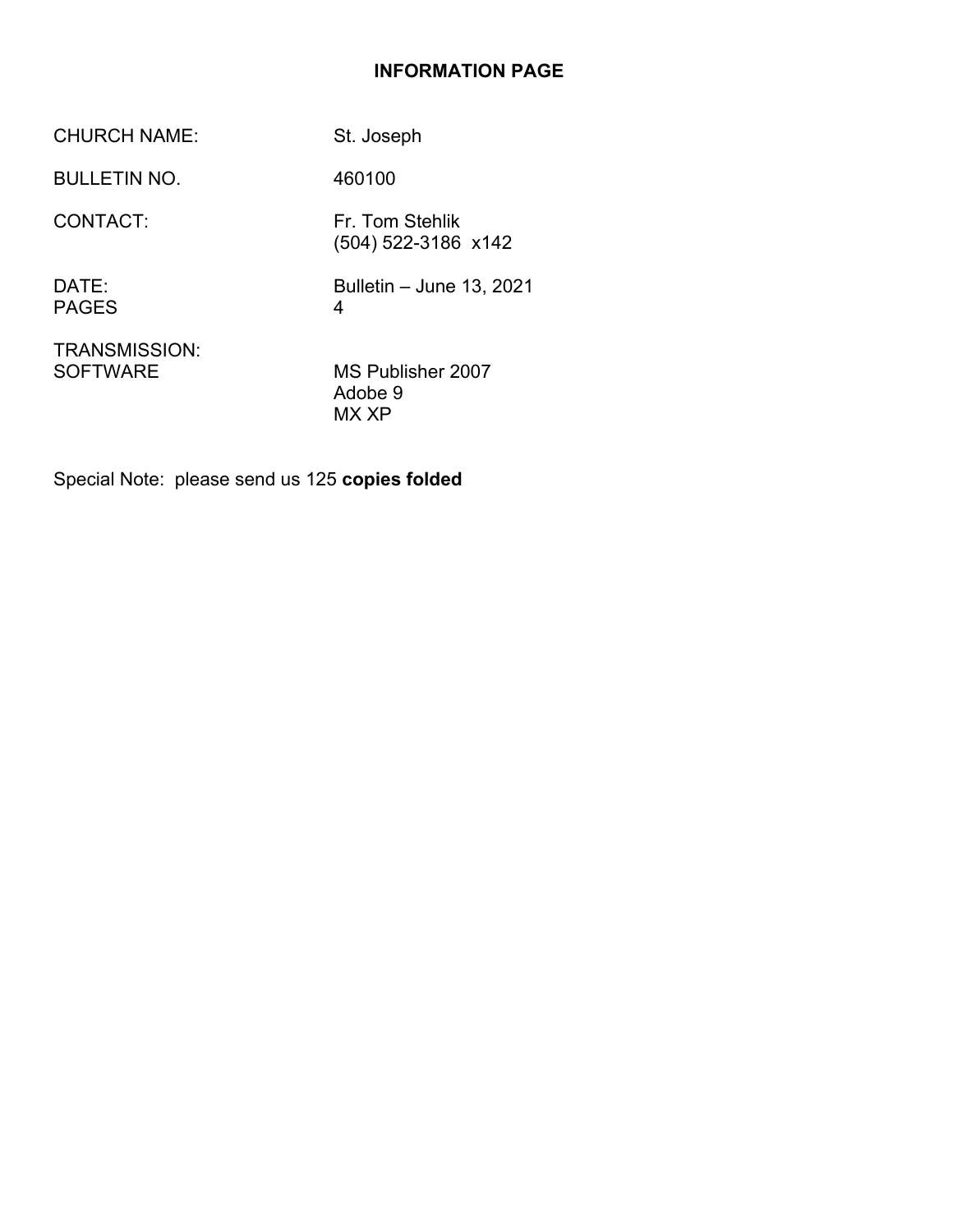# INFORMATION PAGE

| | |
|---|---|
| CHURCH NAME: | St. Joseph |
| BULLETIN NO. | 460100 |
| CONTACT: | Fr. Tom Stehlik<br>(504) 522-3186 x142 |
| DATE: | Bulletin – June 13, 2021 |
| PAGES | 4 |
| TRANSMISSION:<br>SOFTWARE | MS Publisher 2007<br>Adobe 9<br>MX XP |

Special Note: please send us 125 **copies folded**